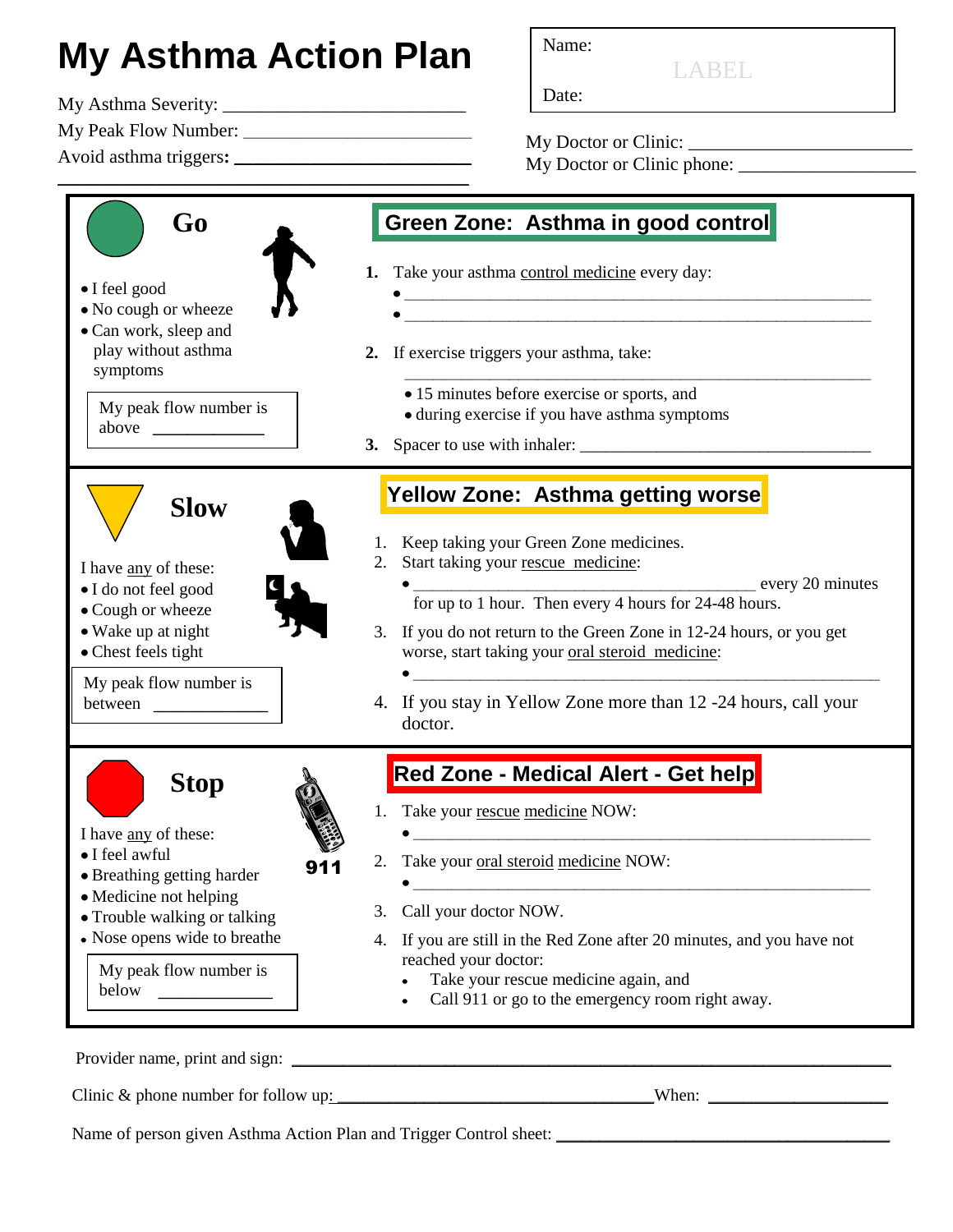# My Asthma Action Plan

My Asthma Severity: ___________________________

My Peak Flow Number: ___________________________

Avoid asthma triggers: ___________________________

___________________________

Name:

LABEL

Date:

My Doctor or Clinic: ___________________________

My Doctor or Clinic phone: ___________________________

## Go

- I feel good
- No cough or wheeze
- Can work, sleep and play without asthma symptoms

My peak flow number is above ____________

### Green Zone: Asthma in good control

1. Take your asthma control medicine every day:
   - ___________________________________________________
   - ___________________________________________________
2. If exercise triggers your asthma, take:

   ___________________________________________________
   - 15 minutes before exercise or sports, and
   - during exercise if you have asthma symptoms
3. Spacer to use with inhaler: ______________________________

## Slow

I have any of these:

- I do not feel good
- Cough or wheeze
- Wake up at night
- Chest feels tight

My peak flow number is between ____________

### Yellow Zone: Asthma getting worse

1. Keep taking your Green Zone medicines.
2. Start taking your rescue medicine:
   - ______________________________________ every 20 minutes for up to 1 hour. Then every 4 hours for 24-48 hours.
3. If you do not return to the Green Zone in 12-24 hours, or you get worse, start taking your oral steroid medicine:
   - ___________________________________________________
4. If you stay in Yellow Zone more than 12 -24 hours, call your doctor.

## Stop

I have any of these:

- I feel awful
- Breathing getting harder
- Medicine not helping
- Trouble walking or talking
- Nose opens wide to breathe

My peak flow number is below ____________

911

### Red Zone - Medical Alert - Get help

1. Take your rescue medicine NOW:
   - ___________________________________________________
2. Take your oral steroid medicine NOW:
   - ___________________________________________________
3. Call your doctor NOW.
4. If you are still in the Red Zone after 20 minutes, and you have not reached your doctor:
   - Take your rescue medicine again, and
   - Call 911 or go to the emergency room right away.

Provider name, print and sign: ___________________________________________________

Clinic & phone number for follow up: ______________________________ When: ________________

Name of person given Asthma Action Plan and Trigger Control sheet: ______________________________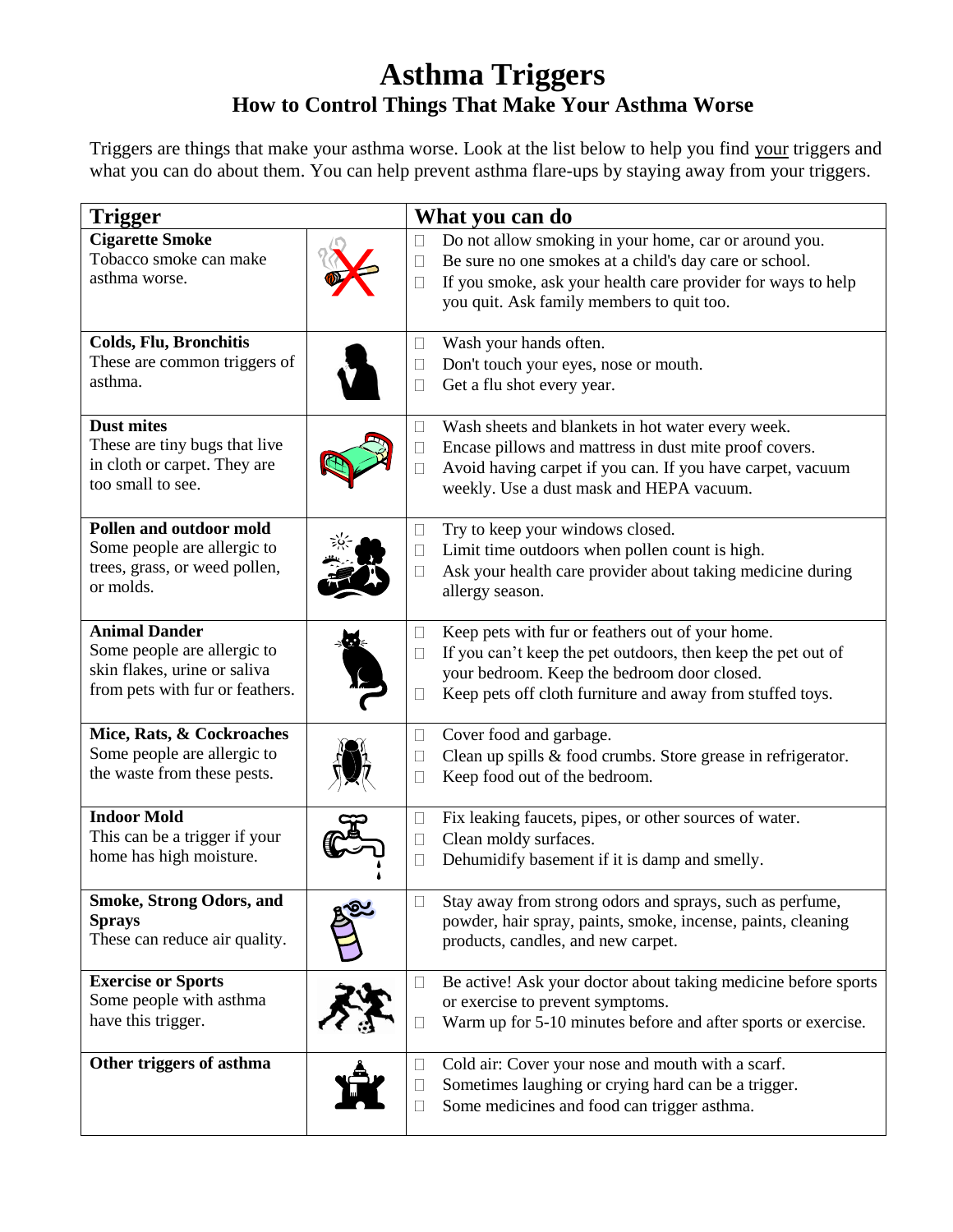# Asthma Triggers

## How to Control Things That Make Your Asthma Worse

Triggers are things that make your asthma worse. Look at the list below to help you find your triggers and what you can do about them. You can help prevent asthma flare-ups by staying away from your triggers.

| Trigger | | What you can do |
|---|---|---|
| **Cigarette Smoke**<br>Tobacco smoke can make asthma worse. | | ☐ Do not allow smoking in your home, car or around you.<br>☐ Be sure no one smokes at a child's day care or school.<br>☐ If you smoke, ask your health care provider for ways to help you quit. Ask family members to quit too. |
| **Colds, Flu, Bronchitis**<br>These are common triggers of asthma. | | ☐ Wash your hands often.<br>☐ Don't touch your eyes, nose or mouth.<br>☐ Get a flu shot every year. |
| **Dust mites**<br>These are tiny bugs that live in cloth or carpet. They are too small to see. | | ☐ Wash sheets and blankets in hot water every week.<br>☐ Encase pillows and mattress in dust mite proof covers.<br>☐ Avoid having carpet if you can. If you have carpet, vacuum weekly. Use a dust mask and HEPA vacuum. |
| **Pollen and outdoor mold**<br>Some people are allergic to trees, grass, or weed pollen, or molds. | | ☐ Try to keep your windows closed.<br>☐ Limit time outdoors when pollen count is high.<br>☐ Ask your health care provider about taking medicine during allergy season. |
| **Animal Dander**<br>Some people are allergic to skin flakes, urine or saliva from pets with fur or feathers. | | ☐ Keep pets with fur or feathers out of your home.<br>☐ If you can't keep the pet outdoors, then keep the pet out of your bedroom. Keep the bedroom door closed.<br>☐ Keep pets off cloth furniture and away from stuffed toys. |
| **Mice, Rats, & Cockroaches**<br>Some people are allergic to the waste from these pests. | | ☐ Cover food and garbage.<br>☐ Clean up spills & food crumbs. Store grease in refrigerator.<br>☐ Keep food out of the bedroom. |
| **Indoor Mold**<br>This can be a trigger if your home has high moisture. | | ☐ Fix leaking faucets, pipes, or other sources of water.<br>☐ Clean moldy surfaces.<br>☐ Dehumidify basement if it is damp and smelly. |
| **Smoke, Strong Odors, and Sprays**<br>These can reduce air quality. | | ☐ Stay away from strong odors and sprays, such as perfume, powder, hair spray, paints, smoke, incense, paints, cleaning products, candles, and new carpet. |
| **Exercise or Sports**<br>Some people with asthma have this trigger. | | ☐ Be active! Ask your doctor about taking medicine before sports or exercise to prevent symptoms.<br>☐ Warm up for 5-10 minutes before and after sports or exercise. |
| **Other triggers of asthma** | | ☐ Cold air: Cover your nose and mouth with a scarf.<br>☐ Sometimes laughing or crying hard can be a trigger.<br>☐ Some medicines and food can trigger asthma. |